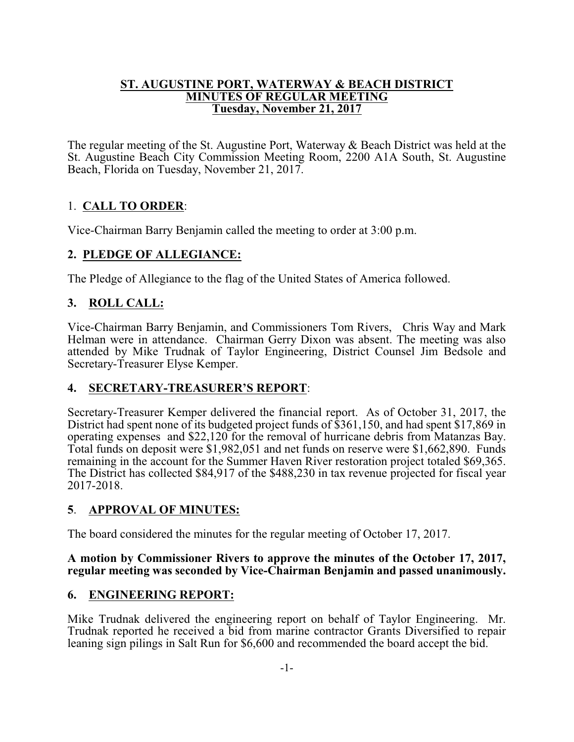# ST. AUGUSTINE PORT, WATERWAY & BEACH DISTRICT
## MINUTES OF REGULAR MEETING
### Tuesday, November 21, 2017

The regular meeting of the St. Augustine Port, Waterway & Beach District was held at the St. Augustine Beach City Commission Meeting Room, 2200 A1A South, St. Augustine Beach, Florida on Tuesday, November 21, 2017.

## 1. CALL TO ORDER:

Vice-Chairman Barry Benjamin called the meeting to order at 3:00 p.m.

## 2. PLEDGE OF ALLEGIANCE:

The Pledge of Allegiance to the flag of the United States of America followed.

## 3. ROLL CALL:

Vice-Chairman Barry Benjamin, and Commissioners Tom Rivers, Chris Way and Mark Helman were in attendance. Chairman Gerry Dixon was absent. The meeting was also attended by Mike Trudnak of Taylor Engineering, District Counsel Jim Bedsole and Secretary-Treasurer Elyse Kemper.

## 4. SECRETARY-TREASURER'S REPORT:

Secretary-Treasurer Kemper delivered the financial report. As of October 31, 2017, the District had spent none of its budgeted project funds of $361,150, and had spent $17,869 in operating expenses and $22,120 for the removal of hurricane debris from Matanzas Bay. Total funds on deposit were $1,982,051 and net funds on reserve were $1,662,890. Funds remaining in the account for the Summer Haven River restoration project totaled $69,365. The District has collected $84,917 of the $488,230 in tax revenue projected for fiscal year 2017-2018.

## 5. APPROVAL OF MINUTES:

The board considered the minutes for the regular meeting of October 17, 2017.

**A motion by Commissioner Rivers to approve the minutes of the October 17, 2017, regular meeting was seconded by Vice-Chairman Benjamin and passed unanimously.**

## 6. ENGINEERING REPORT:

Mike Trudnak delivered the engineering report on behalf of Taylor Engineering. Mr. Trudnak reported he received a bid from marine contractor Grants Diversified to repair leaning sign pilings in Salt Run for $6,600 and recommended the board accept the bid.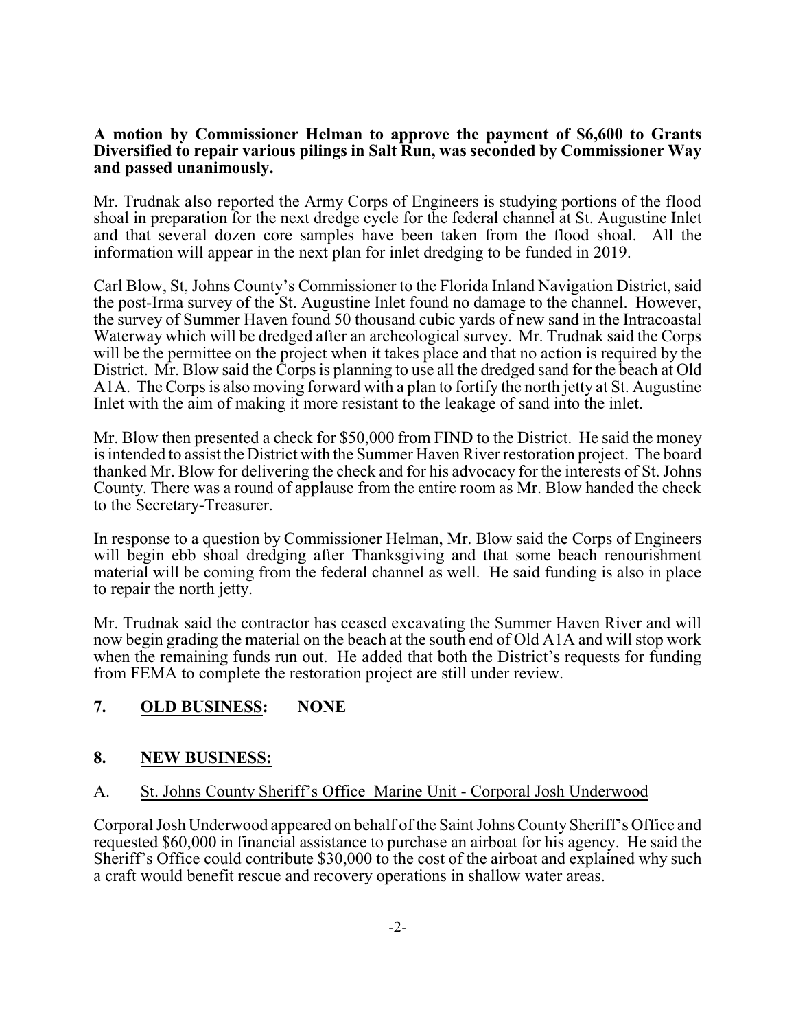**A motion by Commissioner Helman to approve the payment of $6,600 to Grants Diversified to repair various pilings in Salt Run, was seconded by Commissioner Way and passed unanimously.**

Mr. Trudnak also reported the Army Corps of Engineers is studying portions of the flood shoal in preparation for the next dredge cycle for the federal channel at St. Augustine Inlet and that several dozen core samples have been taken from the flood shoal. All the information will appear in the next plan for inlet dredging to be funded in 2019.

Carl Blow, St, Johns County's Commissioner to the Florida Inland Navigation District, said the post-Irma survey of the St. Augustine Inlet found no damage to the channel. However, the survey of Summer Haven found 50 thousand cubic yards of new sand in the Intracoastal Waterway which will be dredged after an archeological survey. Mr. Trudnak said the Corps will be the permittee on the project when it takes place and that no action is required by the District. Mr. Blow said the Corps is planning to use all the dredged sand for the beach at Old A1A. The Corps is also moving forward with a plan to fortify the north jetty at St. Augustine Inlet with the aim of making it more resistant to the leakage of sand into the inlet.

Mr. Blow then presented a check for $50,000 from FIND to the District. He said the money is intended to assist the District with the Summer Haven River restoration project. The board thanked Mr. Blow for delivering the check and for his advocacy for the interests of St. Johns County. There was a round of applause from the entire room as Mr. Blow handed the check to the Secretary-Treasurer.

In response to a question by Commissioner Helman, Mr. Blow said the Corps of Engineers will begin ebb shoal dredging after Thanksgiving and that some beach renourishment material will be coming from the federal channel as well. He said funding is also in place to repair the north jetty.

Mr. Trudnak said the contractor has ceased excavating the Summer Haven River and will now begin grading the material on the beach at the south end of Old A1A and will stop work when the remaining funds run out. He added that both the District's requests for funding from FEMA to complete the restoration project are still under review.

## 7. <u>OLD BUSINESS</u>: NONE

## 8. <u>NEW BUSINESS:</u>

A. <u>St. Johns County Sheriff's Office Marine Unit - Corporal Josh Underwood</u>

Corporal Josh Underwood appeared on behalf of the Saint Johns County Sheriff's Office and requested $60,000 in financial assistance to purchase an airboat for his agency. He said the Sheriff's Office could contribute $30,000 to the cost of the airboat and explained why such a craft would benefit rescue and recovery operations in shallow water areas.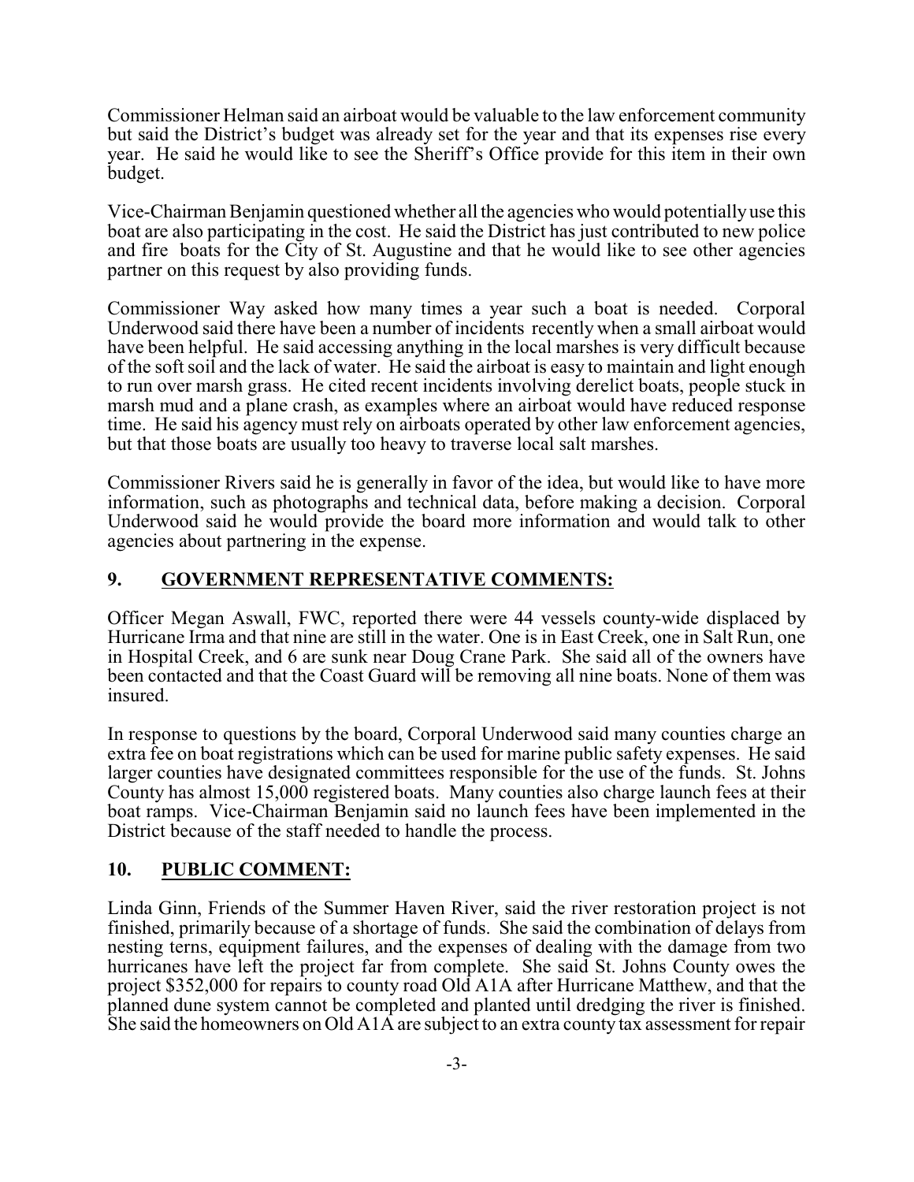Commissioner Helman said an airboat would be valuable to the law enforcement community but said the District's budget was already set for the year and that its expenses rise every year. He said he would like to see the Sheriff's Office provide for this item in their own budget.

Vice-Chairman Benjamin questioned whether all the agencies who would potentially use this boat are also participating in the cost. He said the District has just contributed to new police and fire boats for the City of St. Augustine and that he would like to see other agencies partner on this request by also providing funds.

Commissioner Way asked how many times a year such a boat is needed. Corporal Underwood said there have been a number of incidents recently when a small airboat would have been helpful. He said accessing anything in the local marshes is very difficult because of the soft soil and the lack of water. He said the airboat is easy to maintain and light enough to run over marsh grass. He cited recent incidents involving derelict boats, people stuck in marsh mud and a plane crash, as examples where an airboat would have reduced response time. He said his agency must rely on airboats operated by other law enforcement agencies, but that those boats are usually too heavy to traverse local salt marshes.

Commissioner Rivers said he is generally in favor of the idea, but would like to have more information, such as photographs and technical data, before making a decision. Corporal Underwood said he would provide the board more information and would talk to other agencies about partnering in the expense.

## 9. GOVERNMENT REPRESENTATIVE COMMENTS:

Officer Megan Aswall, FWC, reported there were 44 vessels county-wide displaced by Hurricane Irma and that nine are still in the water. One is in East Creek, one in Salt Run, one in Hospital Creek, and 6 are sunk near Doug Crane Park. She said all of the owners have been contacted and that the Coast Guard will be removing all nine boats. None of them was insured.

In response to questions by the board, Corporal Underwood said many counties charge an extra fee on boat registrations which can be used for marine public safety expenses. He said larger counties have designated committees responsible for the use of the funds. St. Johns County has almost 15,000 registered boats. Many counties also charge launch fees at their boat ramps. Vice-Chairman Benjamin said no launch fees have been implemented in the District because of the staff needed to handle the process.

## 10. PUBLIC COMMENT:

Linda Ginn, Friends of the Summer Haven River, said the river restoration project is not finished, primarily because of a shortage of funds. She said the combination of delays from nesting terns, equipment failures, and the expenses of dealing with the damage from two hurricanes have left the project far from complete. She said St. Johns County owes the project $352,000 for repairs to county road Old A1A after Hurricane Matthew, and that the planned dune system cannot be completed and planted until dredging the river is finished. She said the homeowners on Old A1A are subject to an extra county tax assessment for repair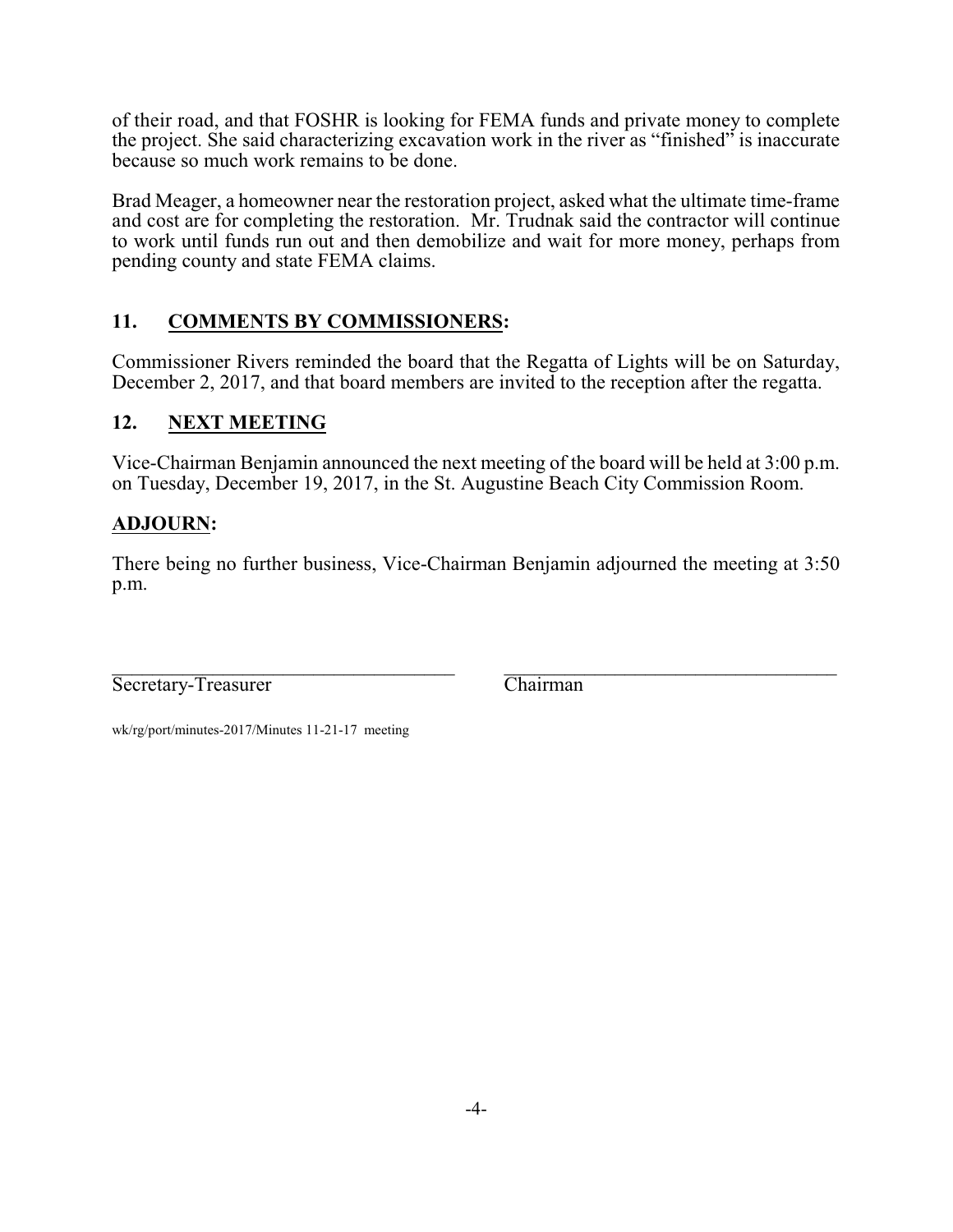of their road, and that FOSHR is looking for FEMA funds and private money to complete the project. She said characterizing excavation work in the river as "finished" is inaccurate because so much work remains to be done.

Brad Meager, a homeowner near the restoration project, asked what the ultimate time-frame and cost are for completing the restoration. Mr. Trudnak said the contractor will continue to work until funds run out and then demobilize and wait for more money, perhaps from pending county and state FEMA claims.

## 11. COMMENTS BY COMMISSIONERS:

Commissioner Rivers reminded the board that the Regatta of Lights will be on Saturday, December 2, 2017, and that board members are invited to the reception after the regatta.

## 12. NEXT MEETING

Vice-Chairman Benjamin announced the next meeting of the board will be held at 3:00 p.m. on Tuesday, December 19, 2017, in the St. Augustine Beach City Commission Room.

## ADJOURN:

There being no further business, Vice-Chairman Benjamin adjourned the meeting at 3:50 p.m.

\_\_\_\_\_\_\_\_\_\_\_\_\_\_\_\_\_\_\_\_\_\_\_\_\_\_\_\_\_\_ \_\_\_\_\_\_\_\_\_\_\_\_\_\_\_\_\_\_\_\_\_\_\_\_\_\_\_\_\_\_

Secretary-Treasurer Chairman

wk/rg/port/minutes-2017/Minutes 11-21-17 meeting